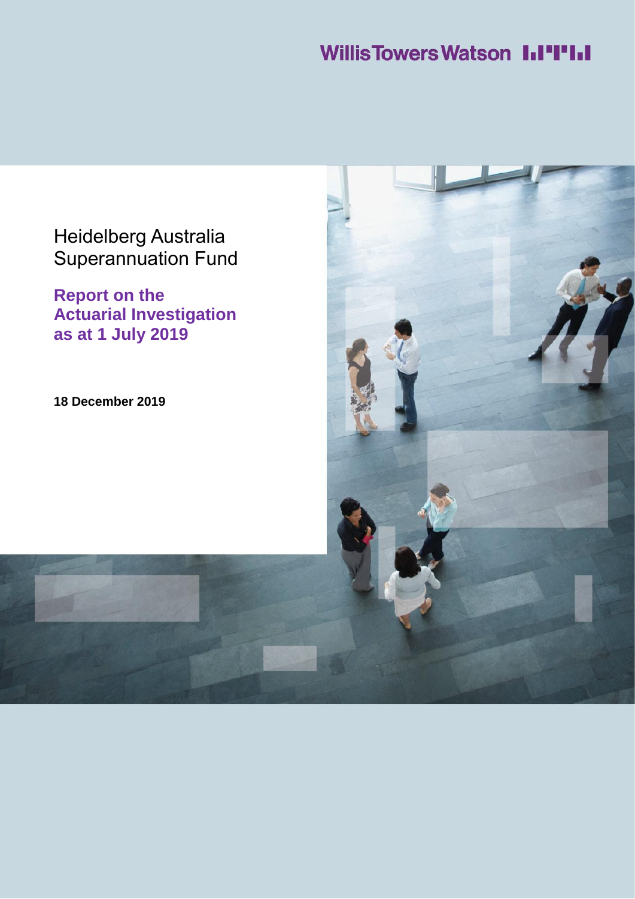Willis Towers Watson

# Heidelberg Australia Superannuation Fund

## Report on the Actuarial Investigation as at 1 July 2019

**18 December 2019**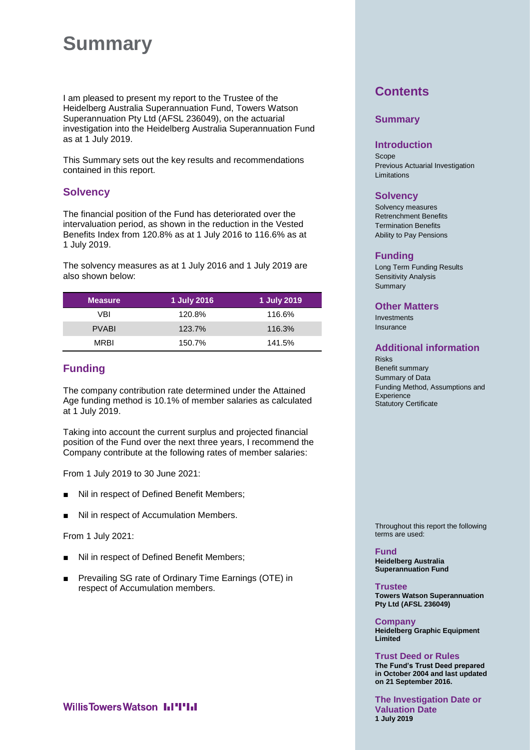# Summary

I am pleased to present my report to the Trustee of the Heidelberg Australia Superannuation Fund, Towers Watson Superannuation Pty Ltd (AFSL 236049), on the actuarial investigation into the Heidelberg Australia Superannuation Fund as at 1 July 2019.

This Summary sets out the key results and recommendations contained in this report.

## Solvency

The financial position of the Fund has deteriorated over the intervaluation period, as shown in the reduction in the Vested Benefits Index from 120.8% as at 1 July 2016 to 116.6% as at 1 July 2019.

The solvency measures as at 1 July 2016 and 1 July 2019 are also shown below:

| Measure | 1 July 2016 | 1 July 2019 |
|---|---|---|
| VBI | 120.8% | 116.6% |
| PVABI | 123.7% | 116.3% |
| MRBI | 150.7% | 141.5% |

## Funding

The company contribution rate determined under the Attained Age funding method is 10.1% of member salaries as calculated at 1 July 2019.

Taking into account the current surplus and projected financial position of the Fund over the next three years, I recommend the Company contribute at the following rates of member salaries:

From 1 July 2019 to 30 June 2021:

- Nil in respect of Defined Benefit Members;
- Nil in respect of Accumulation Members.

From 1 July 2021:

- Nil in respect of Defined Benefit Members;
- Prevailing SG rate of Ordinary Time Earnings (OTE) in respect of Accumulation members.

## Contents

**Summary**

**Introduction**
Scope
Previous Actuarial Investigation
Limitations

**Solvency**
Solvency measures
Retrenchment Benefits
Termination Benefits
Ability to Pay Pensions

**Funding**
Long Term Funding Results
Sensitivity Analysis
Summary

**Other Matters**
Investments
Insurance

**Additional information**
Risks
Benefit summary
Summary of Data
Funding Method, Assumptions and Experience
Statutory Certificate

Throughout this report the following terms are used:

**Fund**
**Heidelberg Australia Superannuation Fund**

**Trustee**
**Towers Watson Superannuation Pty Ltd (AFSL 236049)**

**Company**
**Heidelberg Graphic Equipment Limited**

**Trust Deed or Rules**
**The Fund's Trust Deed prepared in October 2004 and last updated on 21 September 2016.**

**The Investigation Date or Valuation Date**
**1 July 2019**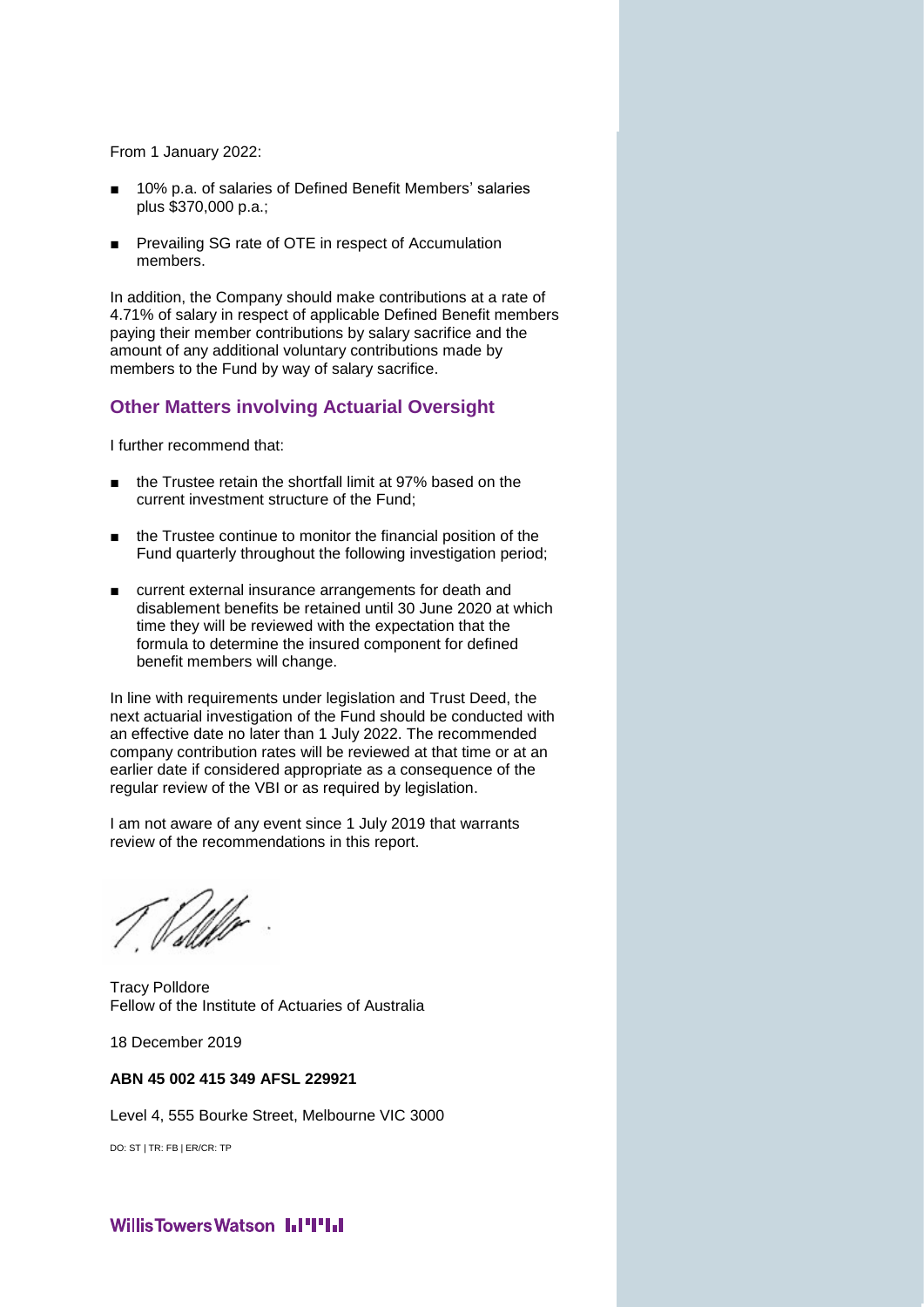From 1 January 2022:

- 10% p.a. of salaries of Defined Benefit Members' salaries plus $370,000 p.a.;
- Prevailing SG rate of OTE in respect of Accumulation members.

In addition, the Company should make contributions at a rate of 4.71% of salary in respect of applicable Defined Benefit members paying their member contributions by salary sacrifice and the amount of any additional voluntary contributions made by members to the Fund by way of salary sacrifice.

## Other Matters involving Actuarial Oversight

I further recommend that:

- the Trustee retain the shortfall limit at 97% based on the current investment structure of the Fund;
- the Trustee continue to monitor the financial position of the Fund quarterly throughout the following investigation period;
- current external insurance arrangements for death and disablement benefits be retained until 30 June 2020 at which time they will be reviewed with the expectation that the formula to determine the insured component for defined benefit members will change.

In line with requirements under legislation and Trust Deed, the next actuarial investigation of the Fund should be conducted with an effective date no later than 1 July 2022. The recommended company contribution rates will be reviewed at that time or at an earlier date if considered appropriate as a consequence of the regular review of the VBI or as required by legislation.

I am not aware of any event since 1 July 2019 that warrants review of the recommendations in this report.

Tracy Polldore
Fellow of the Institute of Actuaries of Australia

18 December 2019

**ABN 45 002 415 349 AFSL 229921**

Level 4, 555 Bourke Street, Melbourne VIC 3000

DO: ST | TR: FB | ER/CR: TP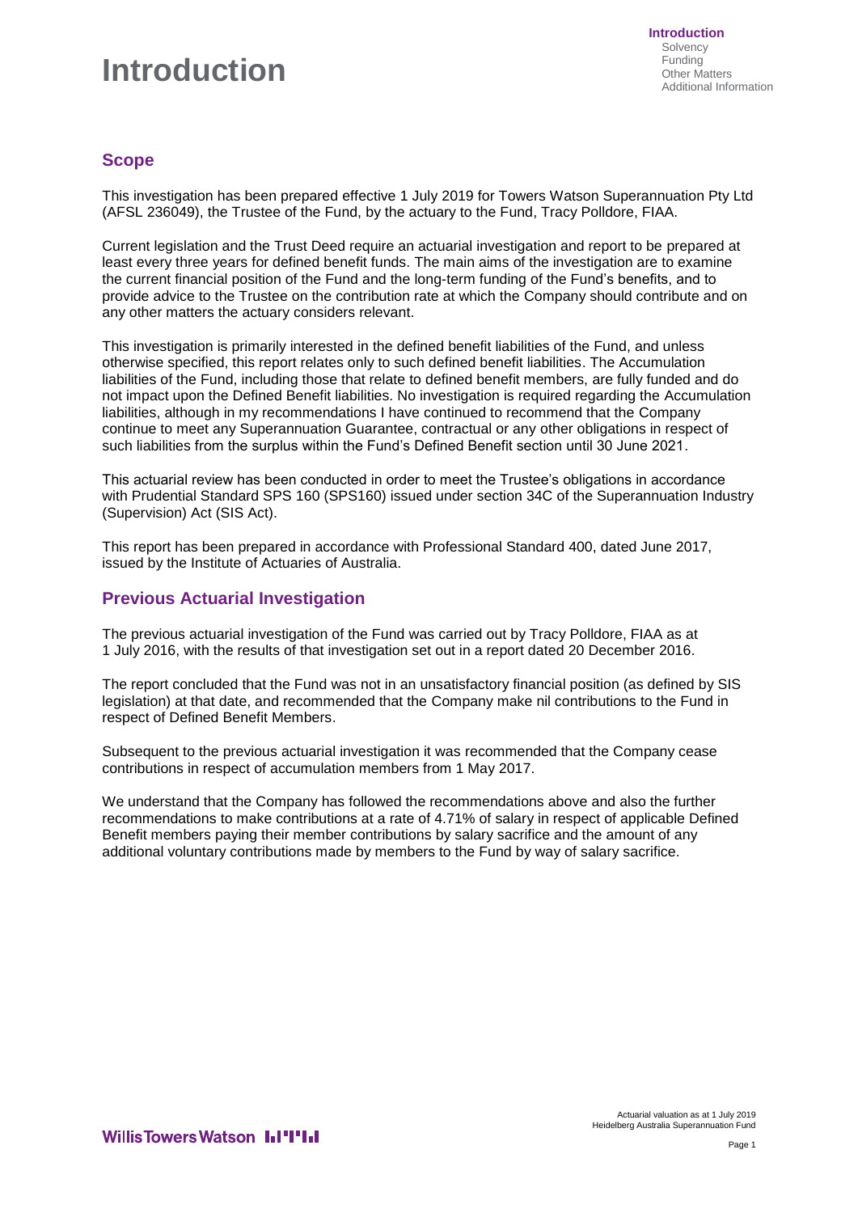# Introduction

## Scope

This investigation has been prepared effective 1 July 2019 for Towers Watson Superannuation Pty Ltd (AFSL 236049), the Trustee of the Fund, by the actuary to the Fund, Tracy Polldore, FIAA.

Current legislation and the Trust Deed require an actuarial investigation and report to be prepared at least every three years for defined benefit funds. The main aims of the investigation are to examine the current financial position of the Fund and the long-term funding of the Fund's benefits, and to provide advice to the Trustee on the contribution rate at which the Company should contribute and on any other matters the actuary considers relevant.

This investigation is primarily interested in the defined benefit liabilities of the Fund, and unless otherwise specified, this report relates only to such defined benefit liabilities. The Accumulation liabilities of the Fund, including those that relate to defined benefit members, are fully funded and do not impact upon the Defined Benefit liabilities. No investigation is required regarding the Accumulation liabilities, although in my recommendations I have continued to recommend that the Company continue to meet any Superannuation Guarantee, contractual or any other obligations in respect of such liabilities from the surplus within the Fund's Defined Benefit section until 30 June 2021.

This actuarial review has been conducted in order to meet the Trustee's obligations in accordance with Prudential Standard SPS 160 (SPS160) issued under section 34C of the Superannuation Industry (Supervision) Act (SIS Act).

This report has been prepared in accordance with Professional Standard 400, dated June 2017, issued by the Institute of Actuaries of Australia.

## Previous Actuarial Investigation

The previous actuarial investigation of the Fund was carried out by Tracy Polldore, FIAA as at 1 July 2016, with the results of that investigation set out in a report dated 20 December 2016.

The report concluded that the Fund was not in an unsatisfactory financial position (as defined by SIS legislation) at that date, and recommended that the Company make nil contributions to the Fund in respect of Defined Benefit Members.

Subsequent to the previous actuarial investigation it was recommended that the Company cease contributions in respect of accumulation members from 1 May 2017.

We understand that the Company has followed the recommendations above and also the further recommendations to make contributions at a rate of 4.71% of salary in respect of applicable Defined Benefit members paying their member contributions by salary sacrifice and the amount of any additional voluntary contributions made by members to the Fund by way of salary sacrifice.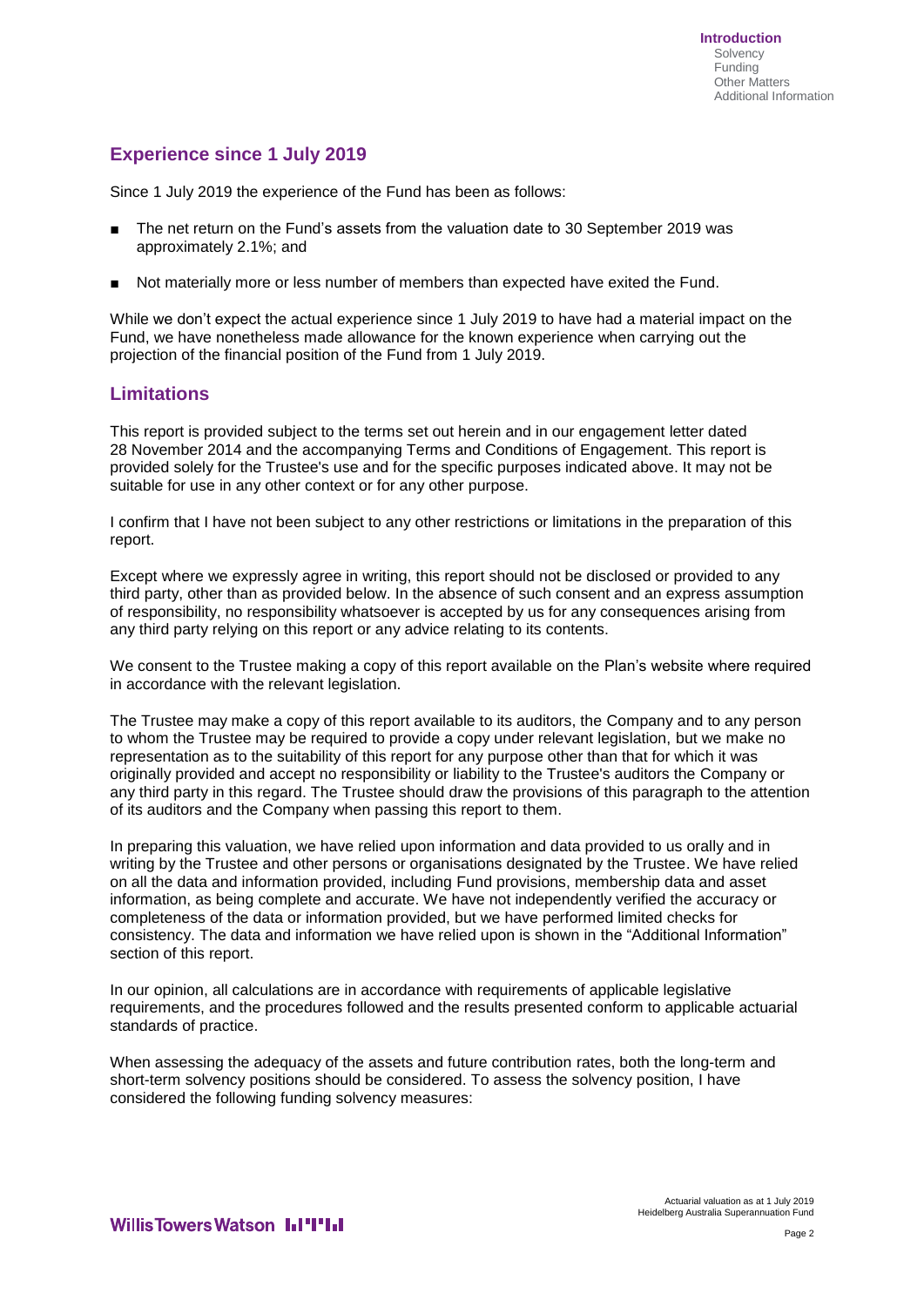## Experience since 1 July 2019

Since 1 July 2019 the experience of the Fund has been as follows:

- The net return on the Fund's assets from the valuation date to 30 September 2019 was approximately 2.1%; and
- Not materially more or less number of members than expected have exited the Fund.

While we don't expect the actual experience since 1 July 2019 to have had a material impact on the Fund, we have nonetheless made allowance for the known experience when carrying out the projection of the financial position of the Fund from 1 July 2019.

## Limitations

This report is provided subject to the terms set out herein and in our engagement letter dated 28 November 2014 and the accompanying Terms and Conditions of Engagement. This report is provided solely for the Trustee's use and for the specific purposes indicated above. It may not be suitable for use in any other context or for any other purpose.

I confirm that I have not been subject to any other restrictions or limitations in the preparation of this report.

Except where we expressly agree in writing, this report should not be disclosed or provided to any third party, other than as provided below. In the absence of such consent and an express assumption of responsibility, no responsibility whatsoever is accepted by us for any consequences arising from any third party relying on this report or any advice relating to its contents.

We consent to the Trustee making a copy of this report available on the Plan's website where required in accordance with the relevant legislation.

The Trustee may make a copy of this report available to its auditors, the Company and to any person to whom the Trustee may be required to provide a copy under relevant legislation, but we make no representation as to the suitability of this report for any purpose other than that for which it was originally provided and accept no responsibility or liability to the Trustee's auditors the Company or any third party in this regard. The Trustee should draw the provisions of this paragraph to the attention of its auditors and the Company when passing this report to them.

In preparing this valuation, we have relied upon information and data provided to us orally and in writing by the Trustee and other persons or organisations designated by the Trustee. We have relied on all the data and information provided, including Fund provisions, membership data and asset information, as being complete and accurate. We have not independently verified the accuracy or completeness of the data or information provided, but we have performed limited checks for consistency. The data and information we have relied upon is shown in the "Additional Information" section of this report.

In our opinion, all calculations are in accordance with requirements of applicable legislative requirements, and the procedures followed and the results presented conform to applicable actuarial standards of practice.

When assessing the adequacy of the assets and future contribution rates, both the long-term and short-term solvency positions should be considered. To assess the solvency position, I have considered the following funding solvency measures: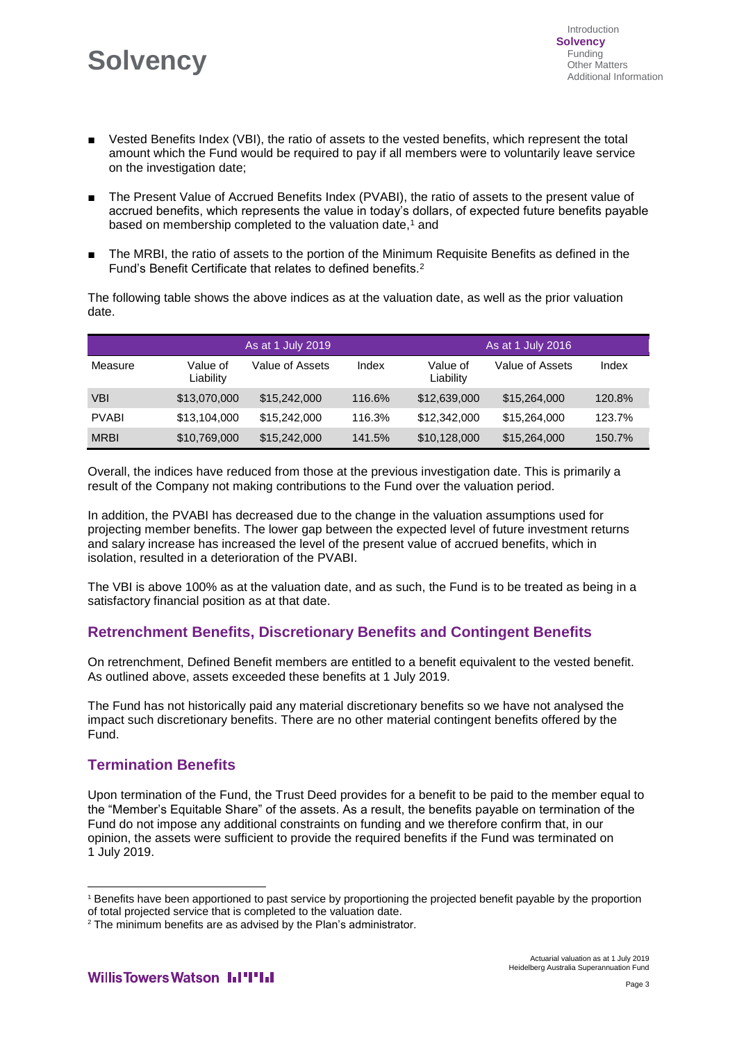# Solvency

- Vested Benefits Index (VBI), the ratio of assets to the vested benefits, which represent the total amount which the Fund would be required to pay if all members were to voluntarily leave service on the investigation date;
- The Present Value of Accrued Benefits Index (PVABI), the ratio of assets to the present value of accrued benefits, which represents the value in today's dollars, of expected future benefits payable based on membership completed to the valuation date,[1] and
- The MRBI, the ratio of assets to the portion of the Minimum Requisite Benefits as defined in the Fund's Benefit Certificate that relates to defined benefits.[2]

The following table shows the above indices as at the valuation date, as well as the prior valuation date.

| | As at 1 July 2019 | | | As at 1 July 2016 | | |
|---|---|---|---|---|---|---|
| Measure | Value of Liability | Value of Assets | Index | Value of Liability | Value of Assets | Index |
| VBI | $13,070,000 | $15,242,000 | 116.6% | $12,639,000 | $15,264,000 | 120.8% |
| PVABI | $13,104,000 | $15,242,000 | 116.3% | $12,342,000 | $15,264,000 | 123.7% |
| MRBI | $10,769,000 | $15,242,000 | 141.5% | $10,128,000 | $15,264,000 | 150.7% |

Overall, the indices have reduced from those at the previous investigation date. This is primarily a result of the Company not making contributions to the Fund over the valuation period.

In addition, the PVABI has decreased due to the change in the valuation assumptions used for projecting member benefits. The lower gap between the expected level of future investment returns and salary increase has increased the level of the present value of accrued benefits, which in isolation, resulted in a deterioration of the PVABI.

The VBI is above 100% as at the valuation date, and as such, the Fund is to be treated as being in a satisfactory financial position as at that date.

## Retrenchment Benefits, Discretionary Benefits and Contingent Benefits

On retrenchment, Defined Benefit members are entitled to a benefit equivalent to the vested benefit. As outlined above, assets exceeded these benefits at 1 July 2019.

The Fund has not historically paid any material discretionary benefits so we have not analysed the impact such discretionary benefits. There are no other material contingent benefits offered by the Fund.

## Termination Benefits

Upon termination of the Fund, the Trust Deed provides for a benefit to be paid to the member equal to the "Member's Equitable Share" of the assets. As a result, the benefits payable on termination of the Fund do not impose any additional constraints on funding and we therefore confirm that, in our opinion, the assets were sufficient to provide the required benefits if the Fund was terminated on 1 July 2019.

[1] Benefits have been apportioned to past service by proportioning the projected benefit payable by the proportion of total projected service that is completed to the valuation date.

[2] The minimum benefits are as advised by the Plan's administrator.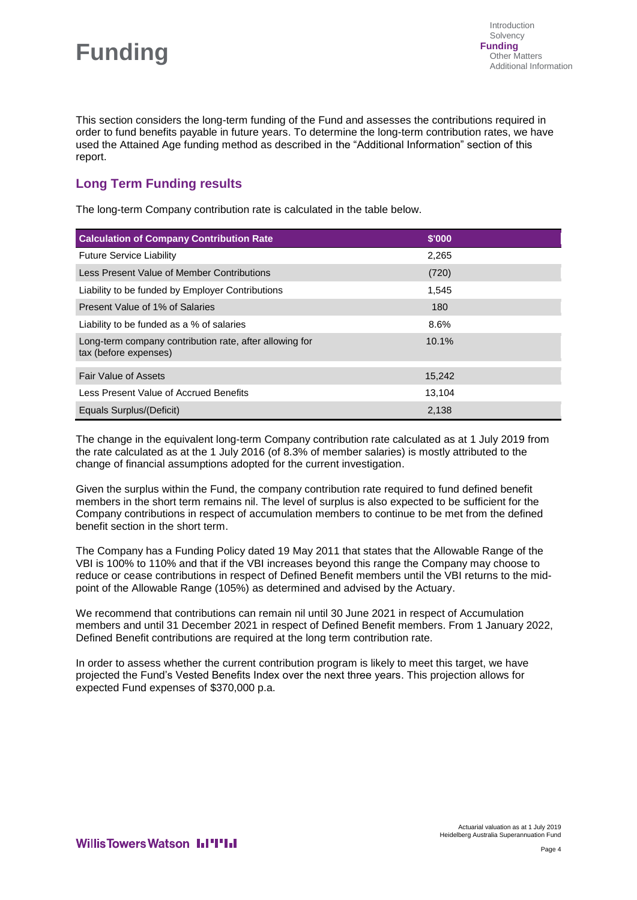# Funding

This section considers the long-term funding of the Fund and assesses the contributions required in order to fund benefits payable in future years. To determine the long-term contribution rates, we have used the Attained Age funding method as described in the "Additional Information" section of this report.

## Long Term Funding results

The long-term Company contribution rate is calculated in the table below.

| Calculation of Company Contribution Rate | $'000 |
|---|---|
| Future Service Liability | 2,265 |
| Less Present Value of Member Contributions | (720) |
| Liability to be funded by Employer Contributions | 1,545 |
| Present Value of 1% of Salaries | 180 |
| Liability to be funded as a % of salaries | 8.6% |
| Long-term company contribution rate, after allowing for tax (before expenses) | 10.1% |
| Fair Value of Assets | 15,242 |
| Less Present Value of Accrued Benefits | 13,104 |
| Equals Surplus/(Deficit) | 2,138 |

The change in the equivalent long-term Company contribution rate calculated as at 1 July 2019 from the rate calculated as at the 1 July 2016 (of 8.3% of member salaries) is mostly attributed to the change of financial assumptions adopted for the current investigation.

Given the surplus within the Fund, the company contribution rate required to fund defined benefit members in the short term remains nil. The level of surplus is also expected to be sufficient for the Company contributions in respect of accumulation members to continue to be met from the defined benefit section in the short term.

The Company has a Funding Policy dated 19 May 2011 that states that the Allowable Range of the VBI is 100% to 110% and that if the VBI increases beyond this range the Company may choose to reduce or cease contributions in respect of Defined Benefit members until the VBI returns to the mid-point of the Allowable Range (105%) as determined and advised by the Actuary.

We recommend that contributions can remain nil until 30 June 2021 in respect of Accumulation members and until 31 December 2021 in respect of Defined Benefit members. From 1 January 2022, Defined Benefit contributions are required at the long term contribution rate.

In order to assess whether the current contribution program is likely to meet this target, we have projected the Fund's Vested Benefits Index over the next three years. This projection allows for expected Fund expenses of $370,000 p.a.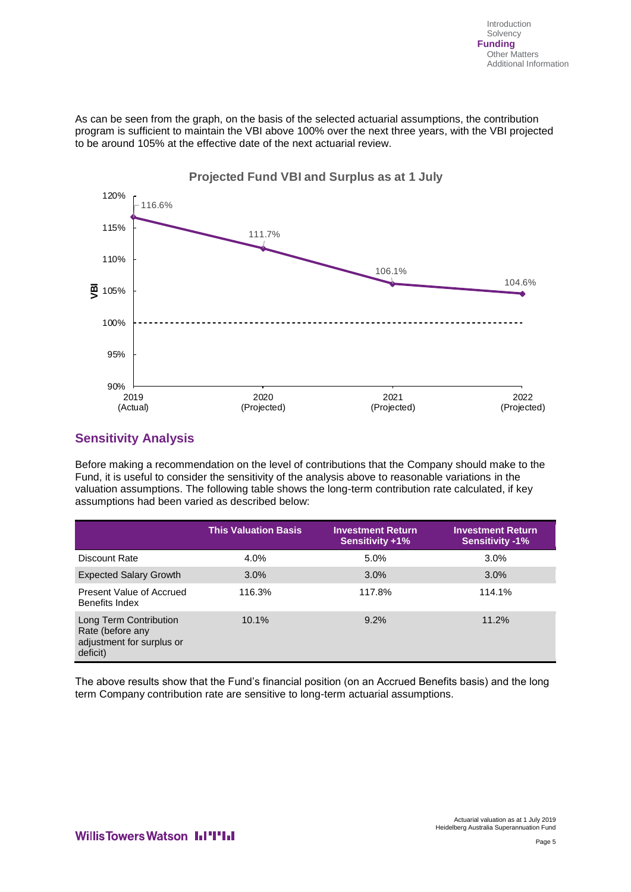As can be seen from the graph, on the basis of the selected actuarial assumptions, the contribution program is sufficient to maintain the VBI above 100% over the next three years, with the VBI projected to be around 105% at the effective date of the next actuarial review.

**Projected Fund VBI and Surplus as at 1 July**

| Year | VBI |
|---|---|
| 2019 (Actual) | 116.6% |
| 2020 (Projected) | 111.7% |
| 2021 (Projected) | 106.1% |
| 2022 (Projected) | 104.6% |

## Sensitivity Analysis

Before making a recommendation on the level of contributions that the Company should make to the Fund, it is useful to consider the sensitivity of the analysis above to reasonable variations in the valuation assumptions. The following table shows the long-term contribution rate calculated, if key assumptions had been varied as described below:

| | This Valuation Basis | Investment Return Sensitivity +1% | Investment Return Sensitivity -1% |
|---|---|---|---|
| Discount Rate | 4.0% | 5.0% | 3.0% |
| Expected Salary Growth | 3.0% | 3.0% | 3.0% |
| Present Value of Accrued Benefits Index | 116.3% | 117.8% | 114.1% |
| Long Term Contribution Rate (before any adjustment for surplus or deficit) | 10.1% | 9.2% | 11.2% |

The above results show that the Fund's financial position (on an Accrued Benefits basis) and the long term Company contribution rate are sensitive to long-term actuarial assumptions.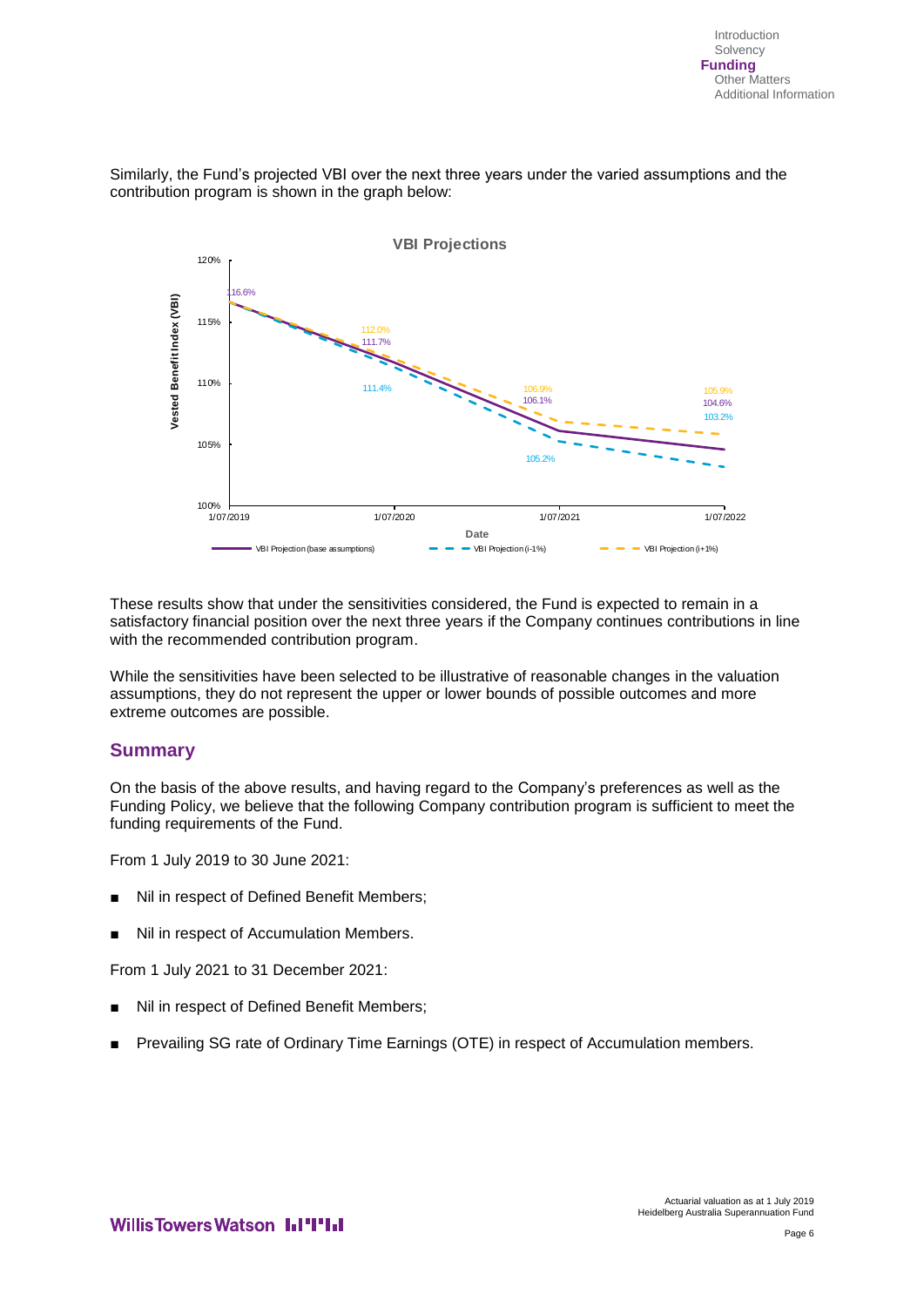Similarly, the Fund's projected VBI over the next three years under the varied assumptions and the contribution program is shown in the graph below:

These results show that under the sensitivities considered, the Fund is expected to remain in a satisfactory financial position over the next three years if the Company continues contributions in line with the recommended contribution program.

While the sensitivities have been selected to be illustrative of reasonable changes in the valuation assumptions, they do not represent the upper or lower bounds of possible outcomes and more extreme outcomes are possible.

## Summary

On the basis of the above results, and having regard to the Company's preferences as well as the Funding Policy, we believe that the following Company contribution program is sufficient to meet the funding requirements of the Fund.

From 1 July 2019 to 30 June 2021:

- Nil in respect of Defined Benefit Members;
- Nil in respect of Accumulation Members.

From 1 July 2021 to 31 December 2021:

- Nil in respect of Defined Benefit Members;
- Prevailing SG rate of Ordinary Time Earnings (OTE) in respect of Accumulation members.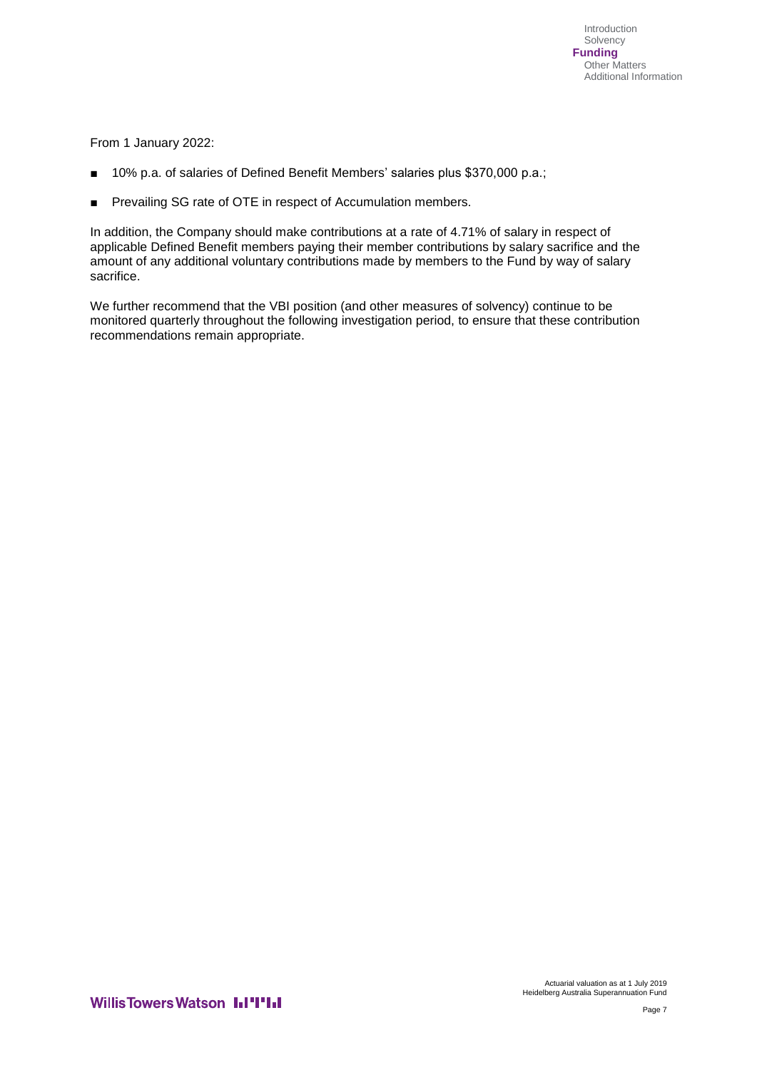From 1 January 2022:

- 10% p.a. of salaries of Defined Benefit Members' salaries plus $370,000 p.a.;
- Prevailing SG rate of OTE in respect of Accumulation members.

In addition, the Company should make contributions at a rate of 4.71% of salary in respect of applicable Defined Benefit members paying their member contributions by salary sacrifice and the amount of any additional voluntary contributions made by members to the Fund by way of salary sacrifice.

We further recommend that the VBI position (and other measures of solvency) continue to be monitored quarterly throughout the following investigation period, to ensure that these contribution recommendations remain appropriate.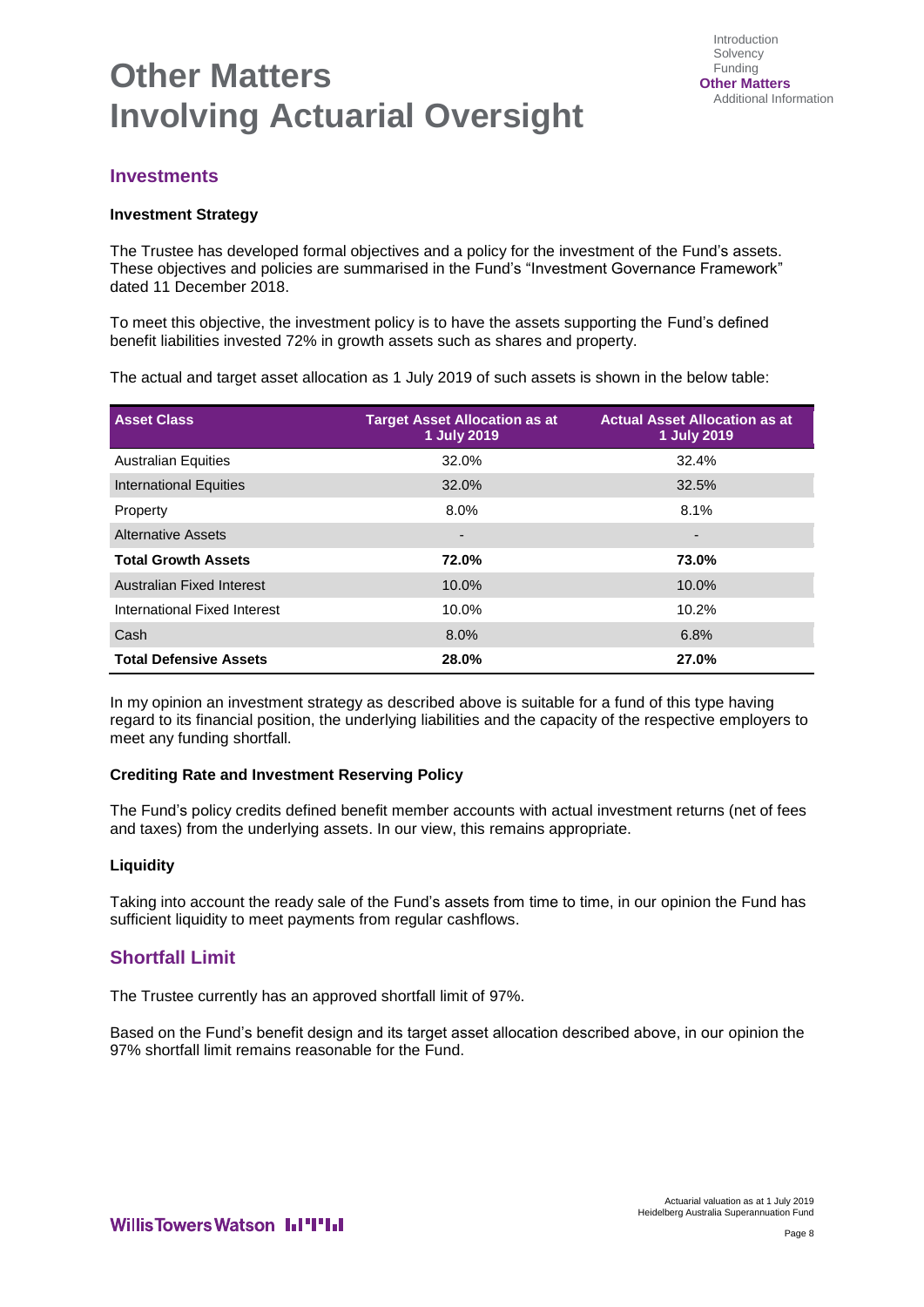# Other Matters Involving Actuarial Oversight

## Investments

### Investment Strategy

The Trustee has developed formal objectives and a policy for the investment of the Fund's assets. These objectives and policies are summarised in the Fund's "Investment Governance Framework" dated 11 December 2018.

To meet this objective, the investment policy is to have the assets supporting the Fund's defined benefit liabilities invested 72% in growth assets such as shares and property.

The actual and target asset allocation as 1 July 2019 of such assets is shown in the below table:

| Asset Class | Target Asset Allocation as at 1 July 2019 | Actual Asset Allocation as at 1 July 2019 |
|---|---|---|
| Australian Equities | 32.0% | 32.4% |
| International Equities | 32.0% | 32.5% |
| Property | 8.0% | 8.1% |
| Alternative Assets | - | - |
| **Total Growth Assets** | **72.0%** | **73.0%** |
| Australian Fixed Interest | 10.0% | 10.0% |
| International Fixed Interest | 10.0% | 10.2% |
| Cash | 8.0% | 6.8% |
| **Total Defensive Assets** | **28.0%** | **27.0%** |

In my opinion an investment strategy as described above is suitable for a fund of this type having regard to its financial position, the underlying liabilities and the capacity of the respective employers to meet any funding shortfall.

### Crediting Rate and Investment Reserving Policy

The Fund's policy credits defined benefit member accounts with actual investment returns (net of fees and taxes) from the underlying assets. In our view, this remains appropriate.

### Liquidity

Taking into account the ready sale of the Fund's assets from time to time, in our opinion the Fund has sufficient liquidity to meet payments from regular cashflows.

## Shortfall Limit

The Trustee currently has an approved shortfall limit of 97%.

Based on the Fund's benefit design and its target asset allocation described above, in our opinion the 97% shortfall limit remains reasonable for the Fund.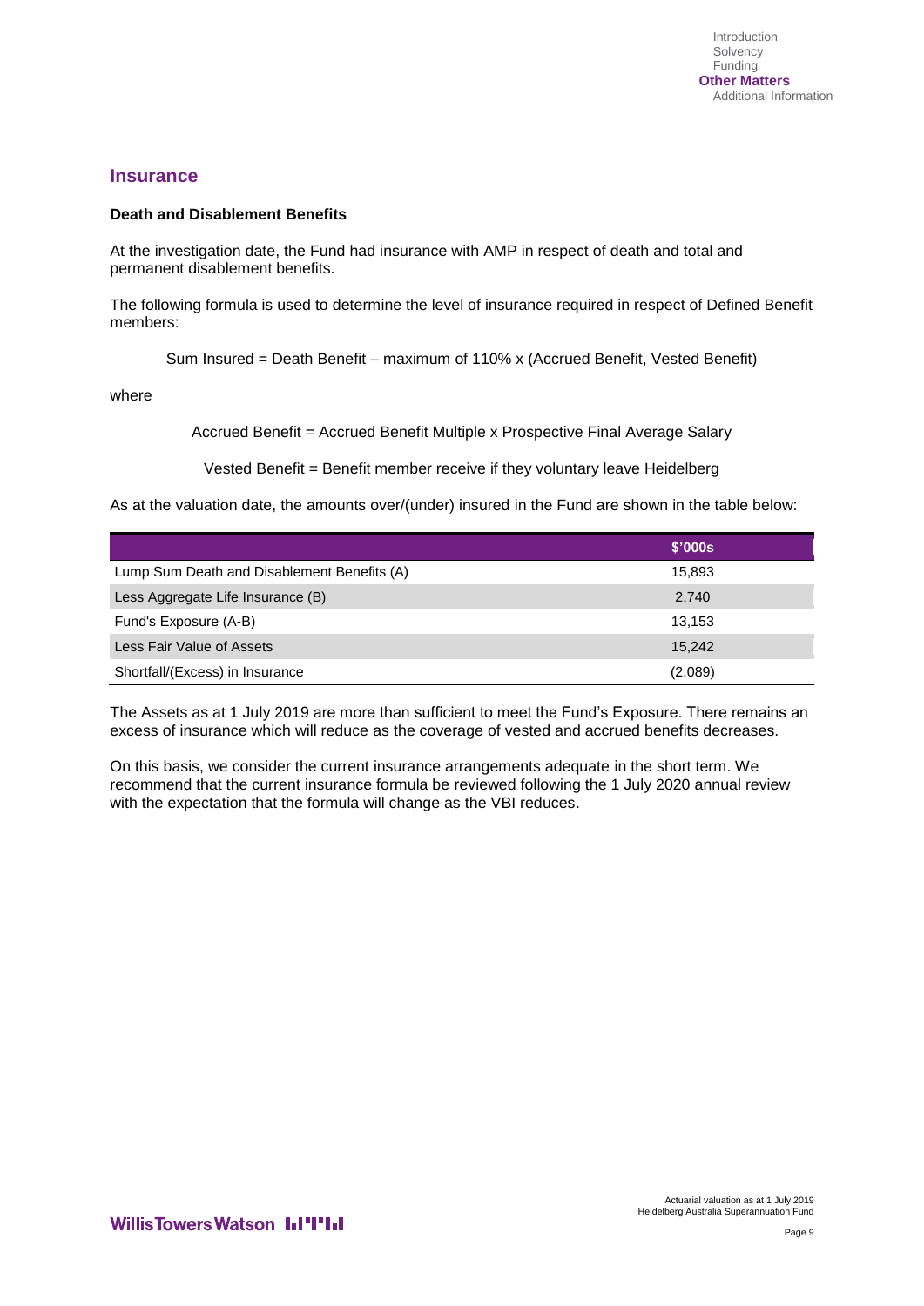## Insurance

### Death and Disablement Benefits

At the investigation date, the Fund had insurance with AMP in respect of death and total and permanent disablement benefits.

The following formula is used to determine the level of insurance required in respect of Defined Benefit members:

Sum Insured = Death Benefit – maximum of 110% x (Accrued Benefit, Vested Benefit)

where

Accrued Benefit = Accrued Benefit Multiple x Prospective Final Average Salary

Vested Benefit = Benefit member receive if they voluntary leave Heidelberg

As at the valuation date, the amounts over/(under) insured in the Fund are shown in the table below:

| | $'000s |
|---|---|
| Lump Sum Death and Disablement Benefits (A) | 15,893 |
| Less Aggregate Life Insurance (B) | 2,740 |
| Fund's Exposure (A-B) | 13,153 |
| Less Fair Value of Assets | 15,242 |
| Shortfall/(Excess) in Insurance | (2,089) |

The Assets as at 1 July 2019 are more than sufficient to meet the Fund's Exposure. There remains an excess of insurance which will reduce as the coverage of vested and accrued benefits decreases.

On this basis, we consider the current insurance arrangements adequate in the short term. We recommend that the current insurance formula be reviewed following the 1 July 2020 annual review with the expectation that the formula will change as the VBI reduces.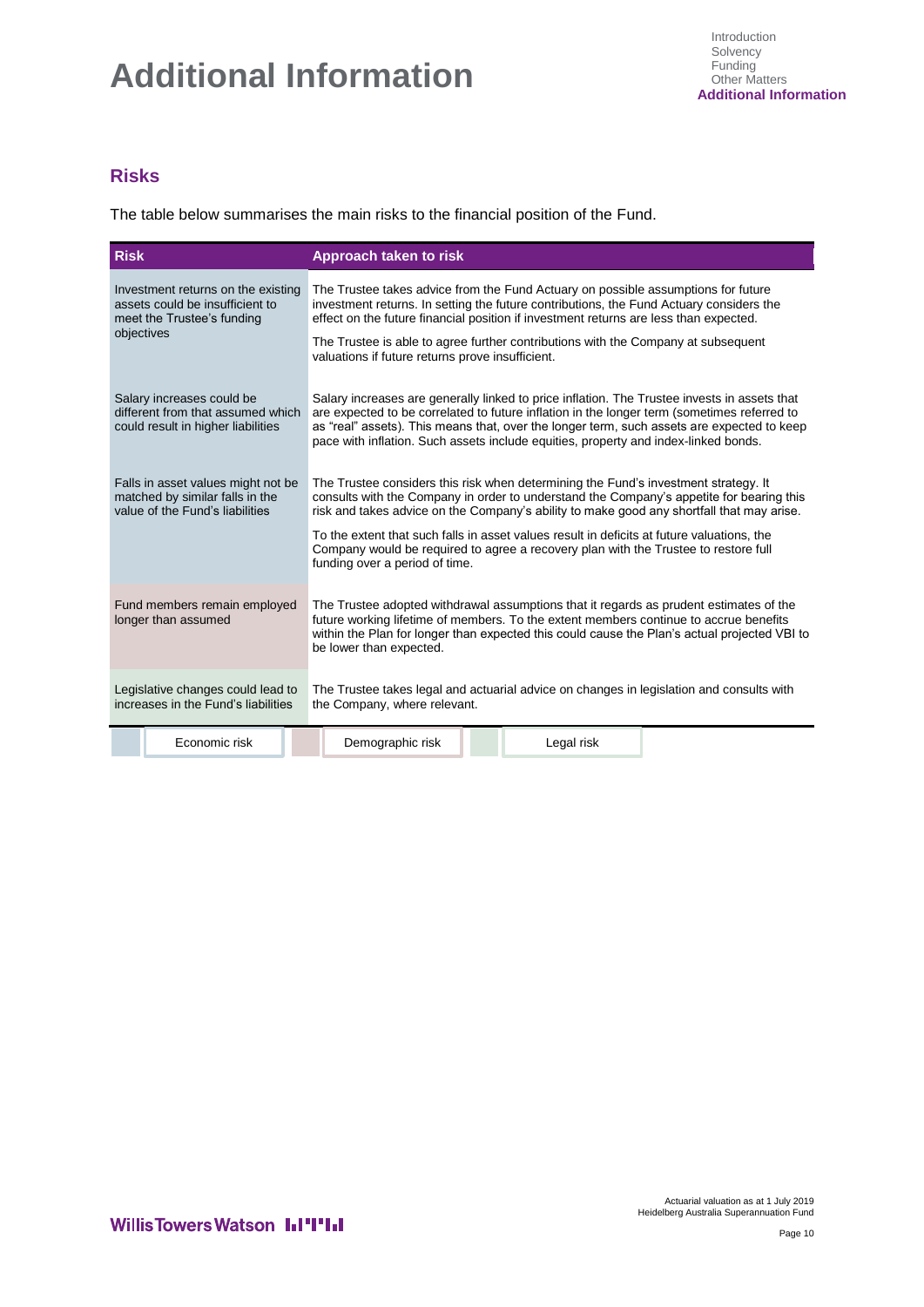# Additional Information

## Risks

The table below summarises the main risks to the financial position of the Fund.

| Risk | Approach taken to risk |
|---|---|
| Investment returns on the existing assets could be insufficient to meet the Trustee's funding objectives | The Trustee takes advice from the Fund Actuary on possible assumptions for future investment returns. In setting the future contributions, the Fund Actuary considers the effect on the future financial position if investment returns are less than expected.<br><br>The Trustee is able to agree further contributions with the Company at subsequent valuations if future returns prove insufficient. |
| Salary increases could be different from that assumed which could result in higher liabilities | Salary increases are generally linked to price inflation. The Trustee invests in assets that are expected to be correlated to future inflation in the longer term (sometimes referred to as "real" assets). This means that, over the longer term, such assets are expected to keep pace with inflation. Such assets include equities, property and index-linked bonds. |
| Falls in asset values might not be matched by similar falls in the value of the Fund's liabilities | The Trustee considers this risk when determining the Fund's investment strategy. It consults with the Company in order to understand the Company's appetite for bearing this risk and takes advice on the Company's ability to make good any shortfall that may arise.<br><br>To the extent that such falls in asset values result in deficits at future valuations, the Company would be required to agree a recovery plan with the Trustee to restore full funding over a period of time. |
| Fund members remain employed longer than assumed | The Trustee adopted withdrawal assumptions that it regards as prudent estimates of the future working lifetime of members. To the extent members continue to accrue benefits within the Plan for longer than expected this could cause the Plan's actual projected VBI to be lower than expected. |
| Legislative changes could lead to increases in the Fund's liabilities | The Trustee takes legal and actuarial advice on changes in legislation and consults with the Company, where relevant. |

Economic risk | Demographic risk | Legal risk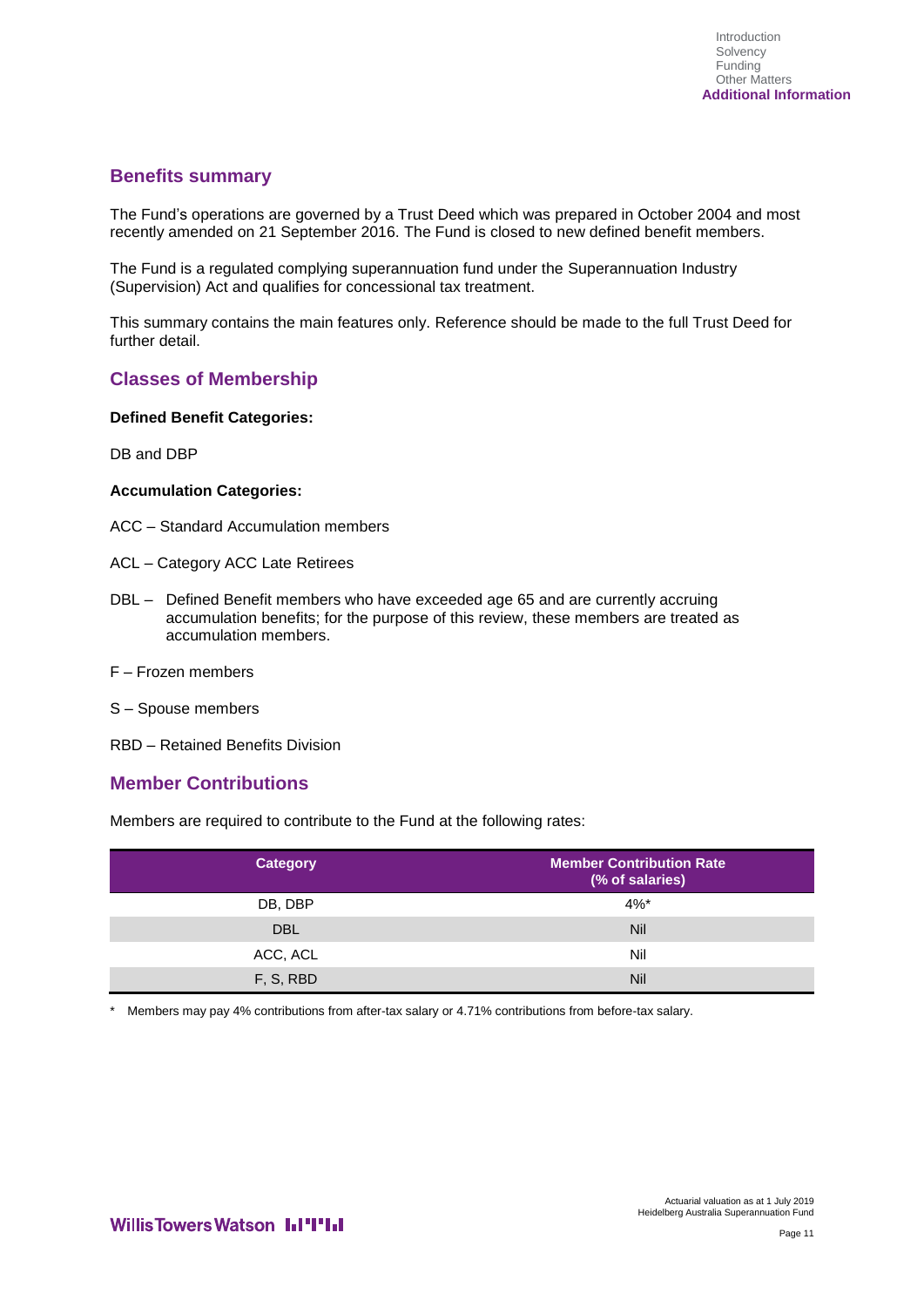## Benefits summary

The Fund's operations are governed by a Trust Deed which was prepared in October 2004 and most recently amended on 21 September 2016. The Fund is closed to new defined benefit members.

The Fund is a regulated complying superannuation fund under the Superannuation Industry (Supervision) Act and qualifies for concessional tax treatment.

This summary contains the main features only. Reference should be made to the full Trust Deed for further detail.

## Classes of Membership

**Defined Benefit Categories:**

DB and DBP

**Accumulation Categories:**

ACC – Standard Accumulation members

ACL – Category ACC Late Retirees

DBL – Defined Benefit members who have exceeded age 65 and are currently accruing accumulation benefits; for the purpose of this review, these members are treated as accumulation members.

F – Frozen members

S – Spouse members

RBD – Retained Benefits Division

## Member Contributions

Members are required to contribute to the Fund at the following rates:

| Category | Member Contribution Rate (% of salaries) |
|---|---|
| DB, DBP | 4%* |
| DBL | Nil |
| ACC, ACL | Nil |
| F, S, RBD | Nil |

\* Members may pay 4% contributions from after-tax salary or 4.71% contributions from before-tax salary.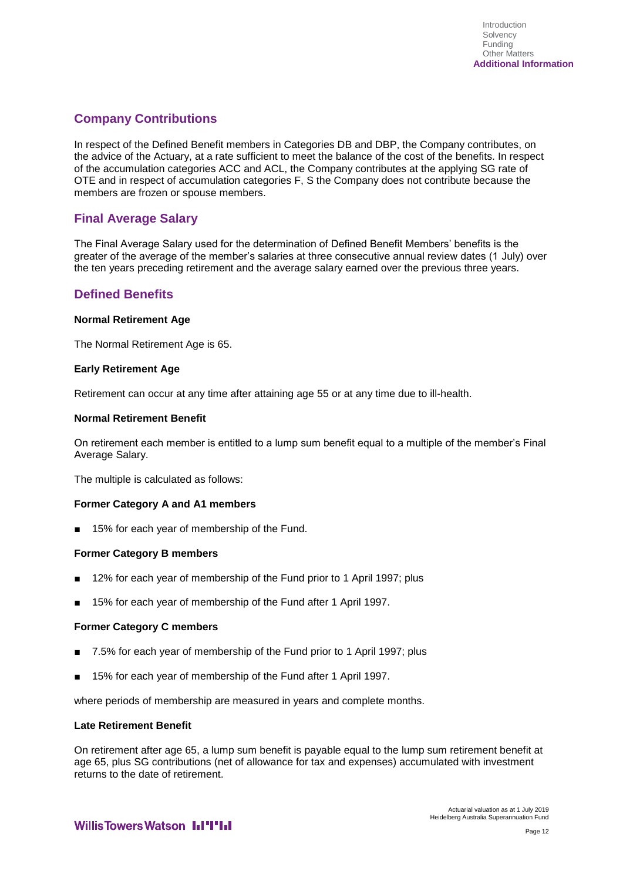## Company Contributions

In respect of the Defined Benefit members in Categories DB and DBP, the Company contributes, on the advice of the Actuary, at a rate sufficient to meet the balance of the cost of the benefits. In respect of the accumulation categories ACC and ACL, the Company contributes at the applying SG rate of OTE and in respect of accumulation categories F, S the Company does not contribute because the members are frozen or spouse members.

## Final Average Salary

The Final Average Salary used for the determination of Defined Benefit Members' benefits is the greater of the average of the member's salaries at three consecutive annual review dates (1 July) over the ten years preceding retirement and the average salary earned over the previous three years.

## Defined Benefits

**Normal Retirement Age**

The Normal Retirement Age is 65.

**Early Retirement Age**

Retirement can occur at any time after attaining age 55 or at any time due to ill-health.

**Normal Retirement Benefit**

On retirement each member is entitled to a lump sum benefit equal to a multiple of the member's Final Average Salary.

The multiple is calculated as follows:

**Former Category A and A1 members**

- 15% for each year of membership of the Fund.

**Former Category B members**

- 12% for each year of membership of the Fund prior to 1 April 1997; plus
- 15% for each year of membership of the Fund after 1 April 1997.

**Former Category C members**

- 7.5% for each year of membership of the Fund prior to 1 April 1997; plus
- 15% for each year of membership of the Fund after 1 April 1997.

where periods of membership are measured in years and complete months.

**Late Retirement Benefit**

On retirement after age 65, a lump sum benefit is payable equal to the lump sum retirement benefit at age 65, plus SG contributions (net of allowance for tax and expenses) accumulated with investment returns to the date of retirement.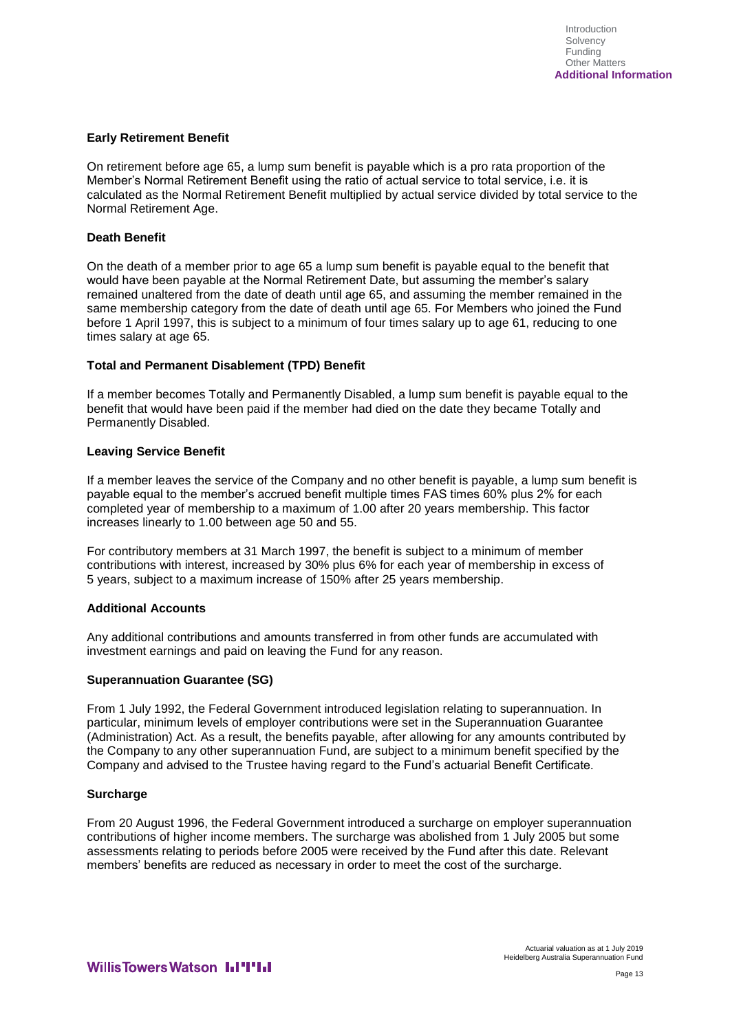### Early Retirement Benefit

On retirement before age 65, a lump sum benefit is payable which is a pro rata proportion of the Member's Normal Retirement Benefit using the ratio of actual service to total service, i.e. it is calculated as the Normal Retirement Benefit multiplied by actual service divided by total service to the Normal Retirement Age.

### Death Benefit

On the death of a member prior to age 65 a lump sum benefit is payable equal to the benefit that would have been payable at the Normal Retirement Date, but assuming the member's salary remained unaltered from the date of death until age 65, and assuming the member remained in the same membership category from the date of death until age 65. For Members who joined the Fund before 1 April 1997, this is subject to a minimum of four times salary up to age 61, reducing to one times salary at age 65.

### Total and Permanent Disablement (TPD) Benefit

If a member becomes Totally and Permanently Disabled, a lump sum benefit is payable equal to the benefit that would have been paid if the member had died on the date they became Totally and Permanently Disabled.

### Leaving Service Benefit

If a member leaves the service of the Company and no other benefit is payable, a lump sum benefit is payable equal to the member's accrued benefit multiple times FAS times 60% plus 2% for each completed year of membership to a maximum of 1.00 after 20 years membership. This factor increases linearly to 1.00 between age 50 and 55.

For contributory members at 31 March 1997, the benefit is subject to a minimum of member contributions with interest, increased by 30% plus 6% for each year of membership in excess of 5 years, subject to a maximum increase of 150% after 25 years membership.

### Additional Accounts

Any additional contributions and amounts transferred in from other funds are accumulated with investment earnings and paid on leaving the Fund for any reason.

### Superannuation Guarantee (SG)

From 1 July 1992, the Federal Government introduced legislation relating to superannuation. In particular, minimum levels of employer contributions were set in the Superannuation Guarantee (Administration) Act. As a result, the benefits payable, after allowing for any amounts contributed by the Company to any other superannuation Fund, are subject to a minimum benefit specified by the Company and advised to the Trustee having regard to the Fund's actuarial Benefit Certificate.

### Surcharge

From 20 August 1996, the Federal Government introduced a surcharge on employer superannuation contributions of higher income members. The surcharge was abolished from 1 July 2005 but some assessments relating to periods before 2005 were received by the Fund after this date. Relevant members' benefits are reduced as necessary in order to meet the cost of the surcharge.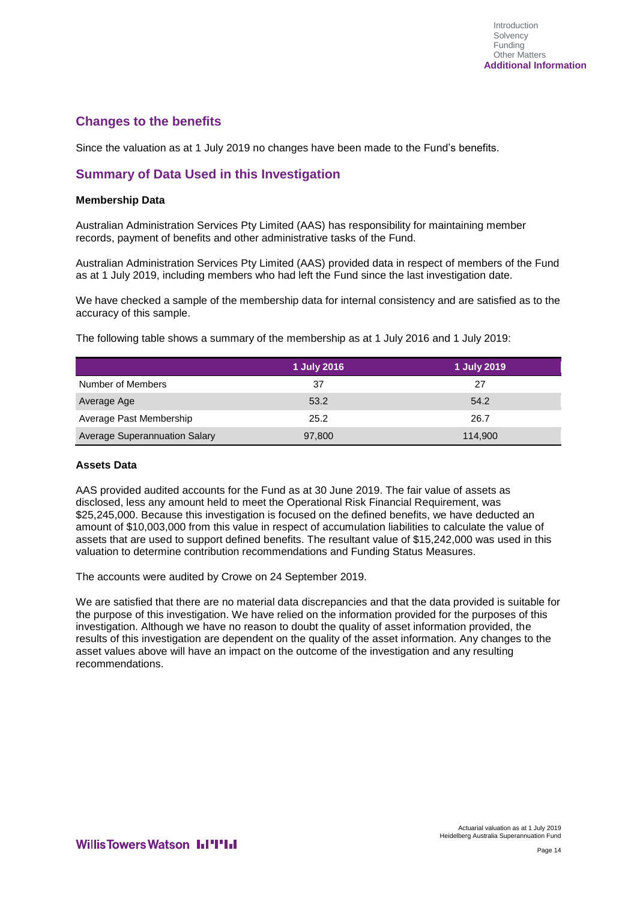## Changes to the benefits

Since the valuation as at 1 July 2019 no changes have been made to the Fund's benefits.

## Summary of Data Used in this Investigation

**Membership Data**

Australian Administration Services Pty Limited (AAS) has responsibility for maintaining member records, payment of benefits and other administrative tasks of the Fund.

Australian Administration Services Pty Limited (AAS) provided data in respect of members of the Fund as at 1 July 2019, including members who had left the Fund since the last investigation date.

We have checked a sample of the membership data for internal consistency and are satisfied as to the accuracy of this sample.

The following table shows a summary of the membership as at 1 July 2016 and 1 July 2019:

| | 1 July 2016 | 1 July 2019 |
|---|---|---|
| Number of Members | 37 | 27 |
| Average Age | 53.2 | 54.2 |
| Average Past Membership | 25.2 | 26.7 |
| Average Superannuation Salary | 97,800 | 114,900 |

**Assets Data**

AAS provided audited accounts for the Fund as at 30 June 2019. The fair value of assets as disclosed, less any amount held to meet the Operational Risk Financial Requirement, was $25,245,000. Because this investigation is focused on the defined benefits, we have deducted an amount of $10,003,000 from this value in respect of accumulation liabilities to calculate the value of assets that are used to support defined benefits. The resultant value of $15,242,000 was used in this valuation to determine contribution recommendations and Funding Status Measures.

The accounts were audited by Crowe on 24 September 2019.

We are satisfied that there are no material data discrepancies and that the data provided is suitable for the purpose of this investigation. We have relied on the information provided for the purposes of this investigation. Although we have no reason to doubt the quality of asset information provided, the results of this investigation are dependent on the quality of the asset information. Any changes to the asset values above will have an impact on the outcome of the investigation and any resulting recommendations.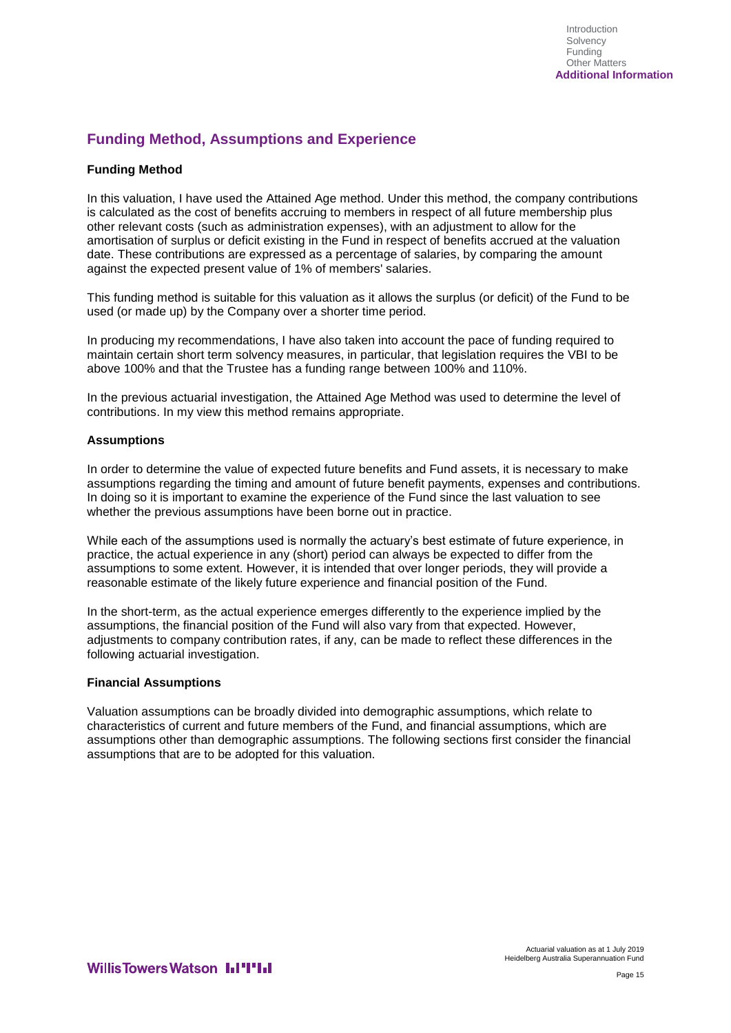## Funding Method, Assumptions and Experience

### Funding Method

In this valuation, I have used the Attained Age method. Under this method, the company contributions is calculated as the cost of benefits accruing to members in respect of all future membership plus other relevant costs (such as administration expenses), with an adjustment to allow for the amortisation of surplus or deficit existing in the Fund in respect of benefits accrued at the valuation date. These contributions are expressed as a percentage of salaries, by comparing the amount against the expected present value of 1% of members' salaries.

This funding method is suitable for this valuation as it allows the surplus (or deficit) of the Fund to be used (or made up) by the Company over a shorter time period.

In producing my recommendations, I have also taken into account the pace of funding required to maintain certain short term solvency measures, in particular, that legislation requires the VBI to be above 100% and that the Trustee has a funding range between 100% and 110%.

In the previous actuarial investigation, the Attained Age Method was used to determine the level of contributions. In my view this method remains appropriate.

### Assumptions

In order to determine the value of expected future benefits and Fund assets, it is necessary to make assumptions regarding the timing and amount of future benefit payments, expenses and contributions. In doing so it is important to examine the experience of the Fund since the last valuation to see whether the previous assumptions have been borne out in practice.

While each of the assumptions used is normally the actuary's best estimate of future experience, in practice, the actual experience in any (short) period can always be expected to differ from the assumptions to some extent. However, it is intended that over longer periods, they will provide a reasonable estimate of the likely future experience and financial position of the Fund.

In the short-term, as the actual experience emerges differently to the experience implied by the assumptions, the financial position of the Fund will also vary from that expected. However, adjustments to company contribution rates, if any, can be made to reflect these differences in the following actuarial investigation.

### Financial Assumptions

Valuation assumptions can be broadly divided into demographic assumptions, which relate to characteristics of current and future members of the Fund, and financial assumptions, which are assumptions other than demographic assumptions. The following sections first consider the financial assumptions that are to be adopted for this valuation.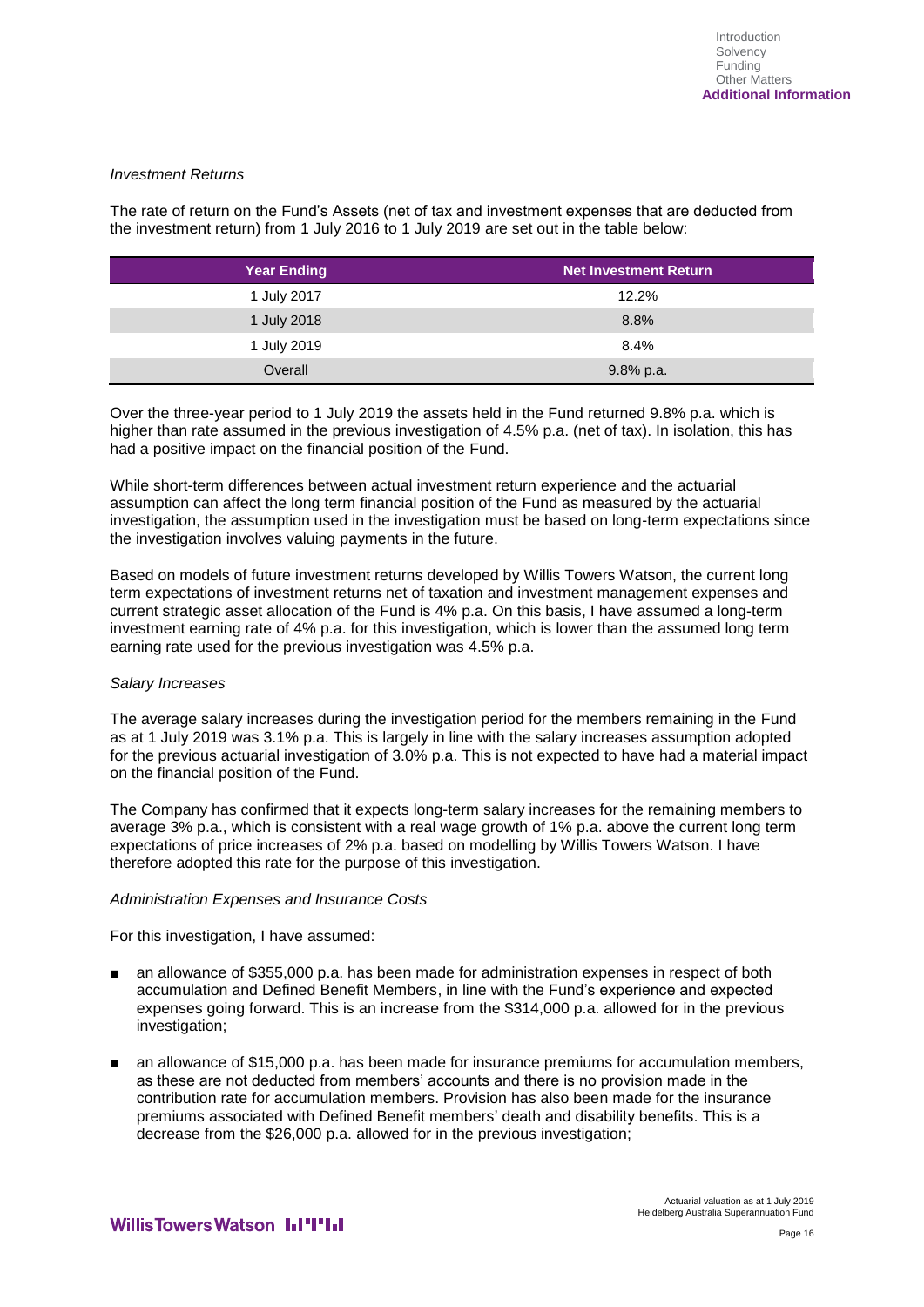*Investment Returns*

The rate of return on the Fund's Assets (net of tax and investment expenses that are deducted from the investment return) from 1 July 2016 to 1 July 2019 are set out in the table below:

| Year Ending | Net Investment Return |
|---|---|
| 1 July 2017 | 12.2% |
| 1 July 2018 | 8.8% |
| 1 July 2019 | 8.4% |
| Overall | 9.8% p.a. |

Over the three-year period to 1 July 2019 the assets held in the Fund returned 9.8% p.a. which is higher than rate assumed in the previous investigation of 4.5% p.a. (net of tax). In isolation, this has had a positive impact on the financial position of the Fund.

While short-term differences between actual investment return experience and the actuarial assumption can affect the long term financial position of the Fund as measured by the actuarial investigation, the assumption used in the investigation must be based on long-term expectations since the investigation involves valuing payments in the future.

Based on models of future investment returns developed by Willis Towers Watson, the current long term expectations of investment returns net of taxation and investment management expenses and current strategic asset allocation of the Fund is 4% p.a. On this basis, I have assumed a long-term investment earning rate of 4% p.a. for this investigation, which is lower than the assumed long term earning rate used for the previous investigation was 4.5% p.a.

*Salary Increases*

The average salary increases during the investigation period for the members remaining in the Fund as at 1 July 2019 was 3.1% p.a. This is largely in line with the salary increases assumption adopted for the previous actuarial investigation of 3.0% p.a. This is not expected to have had a material impact on the financial position of the Fund.

The Company has confirmed that it expects long-term salary increases for the remaining members to average 3% p.a., which is consistent with a real wage growth of 1% p.a. above the current long term expectations of price increases of 2% p.a. based on modelling by Willis Towers Watson. I have therefore adopted this rate for the purpose of this investigation.

*Administration Expenses and Insurance Costs*

For this investigation, I have assumed:

- an allowance of $355,000 p.a. has been made for administration expenses in respect of both accumulation and Defined Benefit Members, in line with the Fund's experience and expected expenses going forward. This is an increase from the $314,000 p.a. allowed for in the previous investigation;
- an allowance of $15,000 p.a. has been made for insurance premiums for accumulation members, as these are not deducted from members' accounts and there is no provision made in the contribution rate for accumulation members. Provision has also been made for the insurance premiums associated with Defined Benefit members' death and disability benefits. This is a decrease from the $26,000 p.a. allowed for in the previous investigation;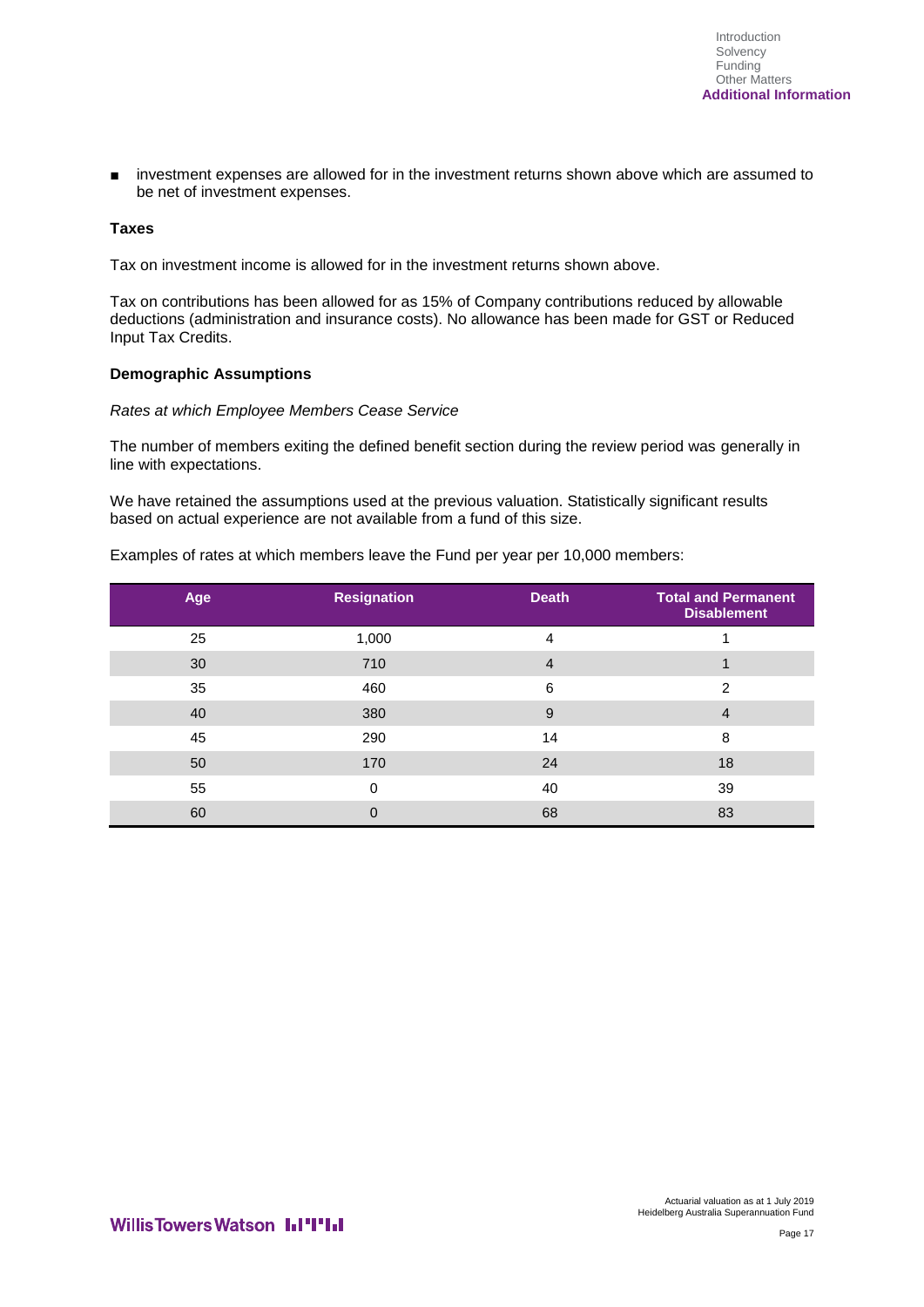- investment expenses are allowed for in the investment returns shown above which are assumed to be net of investment expenses.

### Taxes

Tax on investment income is allowed for in the investment returns shown above.

Tax on contributions has been allowed for as 15% of Company contributions reduced by allowable deductions (administration and insurance costs). No allowance has been made for GST or Reduced Input Tax Credits.

### Demographic Assumptions

*Rates at which Employee Members Cease Service*

The number of members exiting the defined benefit section during the review period was generally in line with expectations.

We have retained the assumptions used at the previous valuation. Statistically significant results based on actual experience are not available from a fund of this size.

Examples of rates at which members leave the Fund per year per 10,000 members:

| Age | Resignation | Death | Total and Permanent Disablement |
|---|---|---|---|
| 25 | 1,000 | 4 | 1 |
| 30 | 710 | 4 | 1 |
| 35 | 460 | 6 | 2 |
| 40 | 380 | 9 | 4 |
| 45 | 290 | 14 | 8 |
| 50 | 170 | 24 | 18 |
| 55 | 0 | 40 | 39 |
| 60 | 0 | 68 | 83 |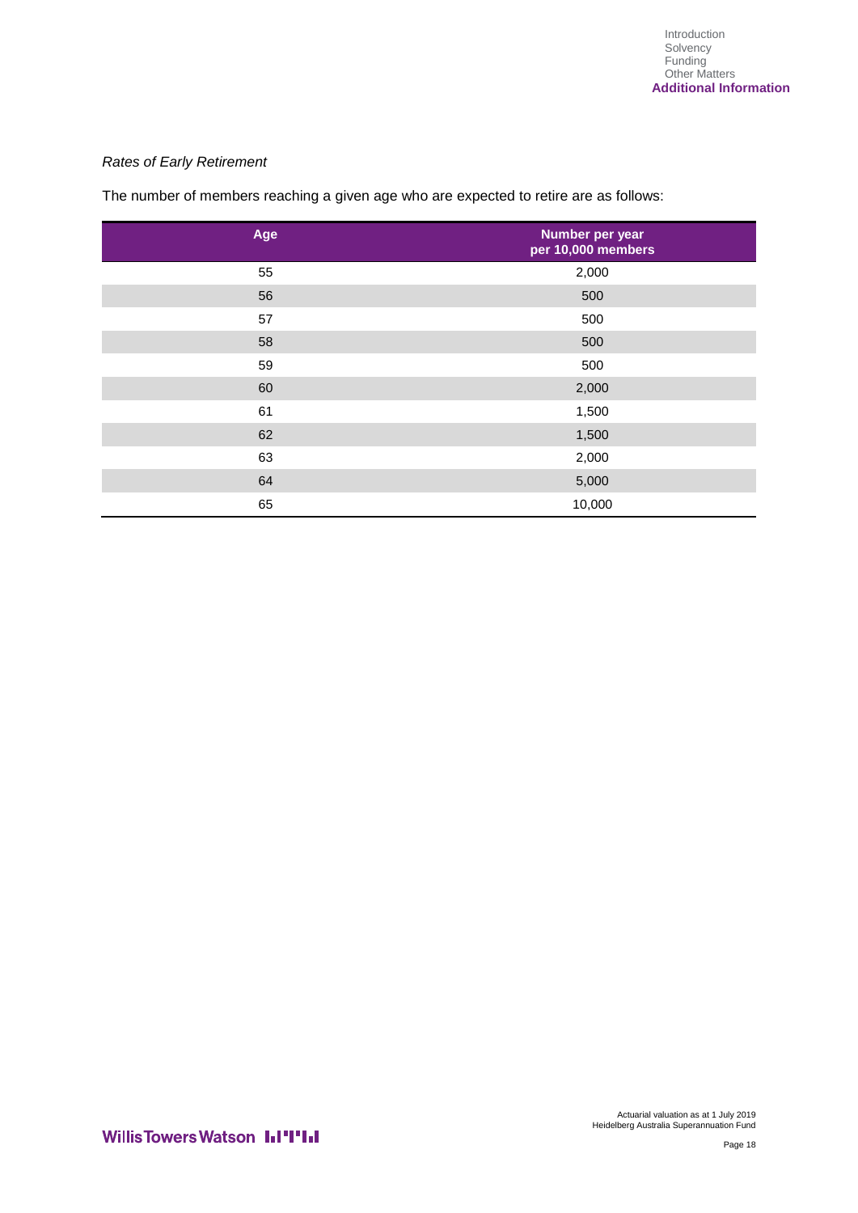*Rates of Early Retirement*

The number of members reaching a given age who are expected to retire are as follows:

| Age | Number per year per 10,000 members |
|---|---|
| 55 | 2,000 |
| 56 | 500 |
| 57 | 500 |
| 58 | 500 |
| 59 | 500 |
| 60 | 2,000 |
| 61 | 1,500 |
| 62 | 1,500 |
| 63 | 2,000 |
| 64 | 5,000 |
| 65 | 10,000 |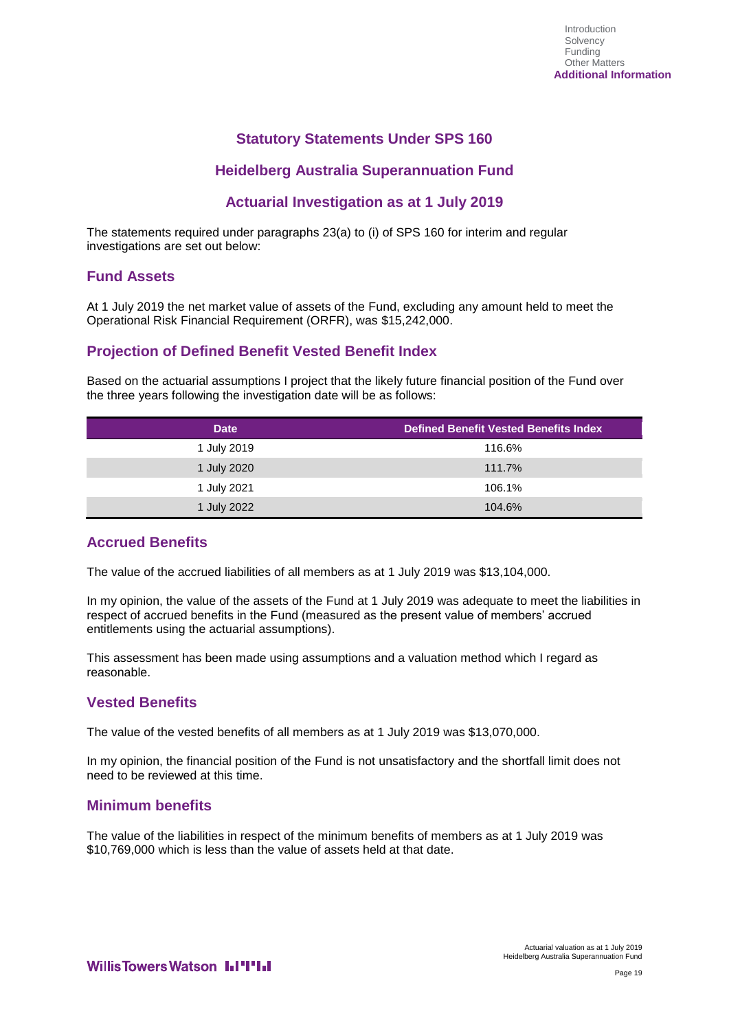## Statutory Statements Under SPS 160

## Heidelberg Australia Superannuation Fund

## Actuarial Investigation as at 1 July 2019

The statements required under paragraphs 23(a) to (i) of SPS 160 for interim and regular investigations are set out below:

### Fund Assets

At 1 July 2019 the net market value of assets of the Fund, excluding any amount held to meet the Operational Risk Financial Requirement (ORFR), was $15,242,000.

### Projection of Defined Benefit Vested Benefit Index

Based on the actuarial assumptions I project that the likely future financial position of the Fund over the three years following the investigation date will be as follows:

| Date | Defined Benefit Vested Benefits Index |
|---|---|
| 1 July 2019 | 116.6% |
| 1 July 2020 | 111.7% |
| 1 July 2021 | 106.1% |
| 1 July 2022 | 104.6% |

### Accrued Benefits

The value of the accrued liabilities of all members as at 1 July 2019 was $13,104,000.

In my opinion, the value of the assets of the Fund at 1 July 2019 was adequate to meet the liabilities in respect of accrued benefits in the Fund (measured as the present value of members' accrued entitlements using the actuarial assumptions).

This assessment has been made using assumptions and a valuation method which I regard as reasonable.

### Vested Benefits

The value of the vested benefits of all members as at 1 July 2019 was $13,070,000.

In my opinion, the financial position of the Fund is not unsatisfactory and the shortfall limit does not need to be reviewed at this time.

### Minimum benefits

The value of the liabilities in respect of the minimum benefits of members as at 1 July 2019 was $10,769,000 which is less than the value of assets held at that date.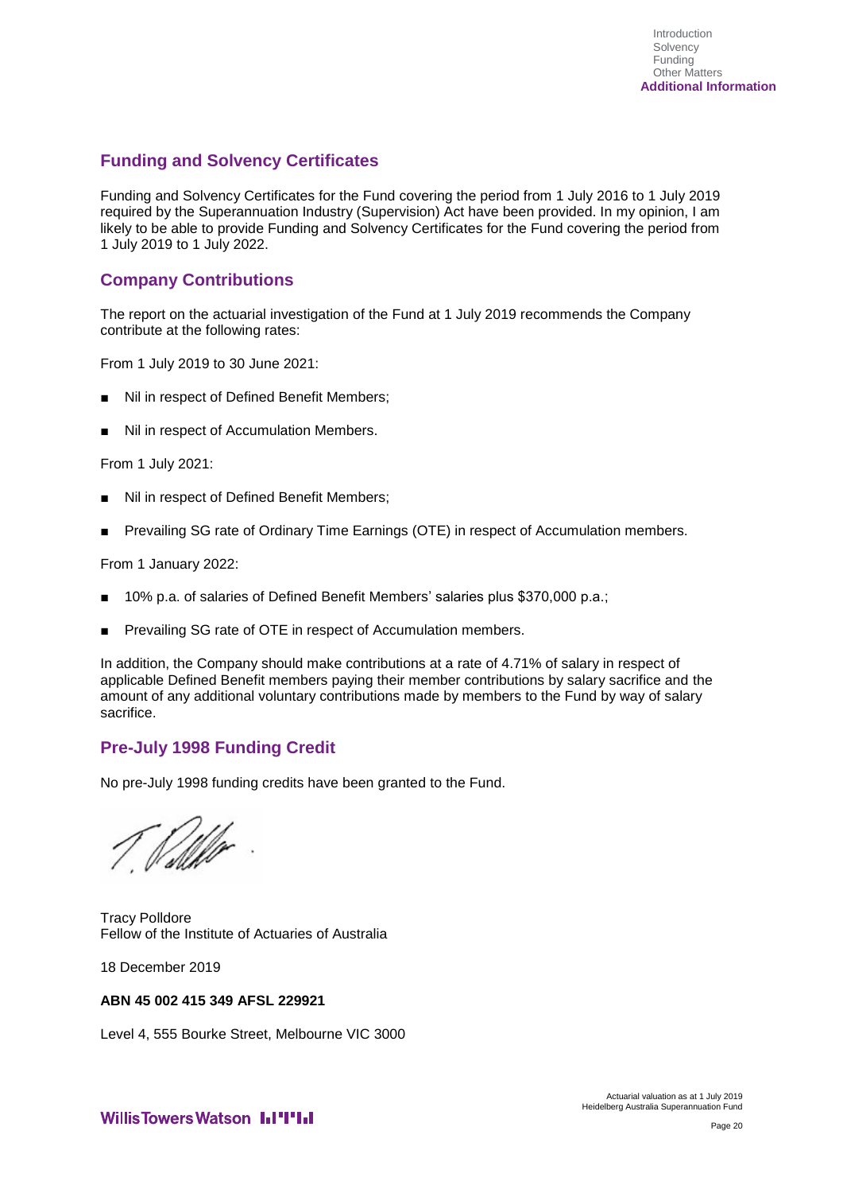## Funding and Solvency Certificates

Funding and Solvency Certificates for the Fund covering the period from 1 July 2016 to 1 July 2019 required by the Superannuation Industry (Supervision) Act have been provided. In my opinion, I am likely to be able to provide Funding and Solvency Certificates for the Fund covering the period from 1 July 2019 to 1 July 2022.

## Company Contributions

The report on the actuarial investigation of the Fund at 1 July 2019 recommends the Company contribute at the following rates:

From 1 July 2019 to 30 June 2021:

- Nil in respect of Defined Benefit Members;
- Nil in respect of Accumulation Members.

From 1 July 2021:

- Nil in respect of Defined Benefit Members;
- Prevailing SG rate of Ordinary Time Earnings (OTE) in respect of Accumulation members.

From 1 January 2022:

- 10% p.a. of salaries of Defined Benefit Members' salaries plus $370,000 p.a.;
- Prevailing SG rate of OTE in respect of Accumulation members.

In addition, the Company should make contributions at a rate of 4.71% of salary in respect of applicable Defined Benefit members paying their member contributions by salary sacrifice and the amount of any additional voluntary contributions made by members to the Fund by way of salary sacrifice.

## Pre-July 1998 Funding Credit

No pre-July 1998 funding credits have been granted to the Fund.

Tracy Polldore
Fellow of the Institute of Actuaries of Australia

18 December 2019

**ABN 45 002 415 349 AFSL 229921**

Level 4, 555 Bourke Street, Melbourne VIC 3000